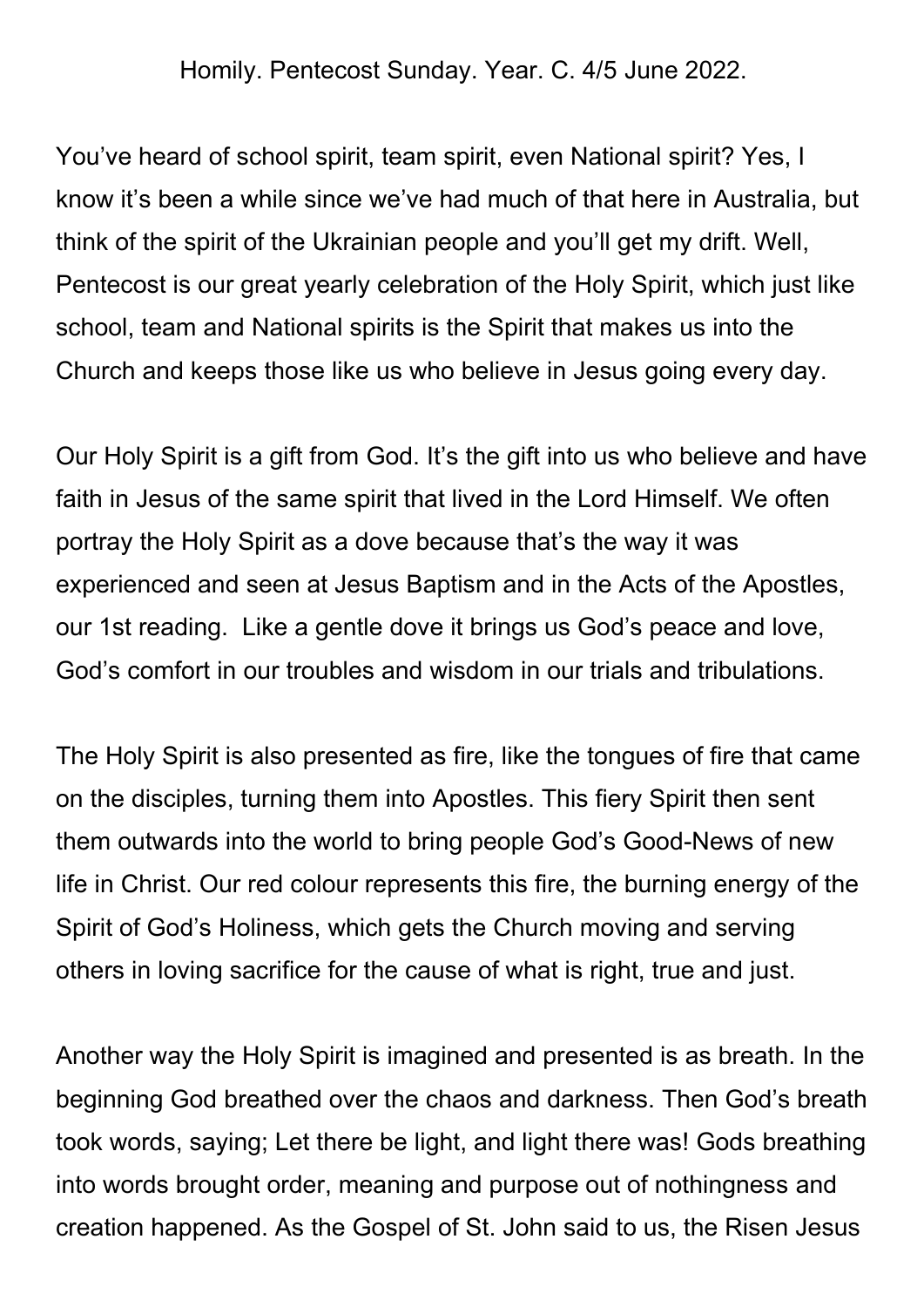Homily. Pentecost Sunday. Year. C. 4/5 June 2022.

You've heard of school spirit, team spirit, even National spirit? Yes, I know it's been a while since we've had much of that here in Australia, but think of the spirit of the Ukrainian people and you'll get my drift. Well, Pentecost is our great yearly celebration of the Holy Spirit, which just like school, team and National spirits is the Spirit that makes us into the Church and keeps those like us who believe in Jesus going every day.

Our Holy Spirit is a gift from God. It's the gift into us who believe and have faith in Jesus of the same spirit that lived in the Lord Himself. We often portray the Holy Spirit as a dove because that's the way it was experienced and seen at Jesus Baptism and in the Acts of the Apostles, our 1st reading. Like a gentle dove it brings us God's peace and love, God's comfort in our troubles and wisdom in our trials and tribulations.

The Holy Spirit is also presented as fire, like the tongues of fire that came on the disciples, turning them into Apostles. This fiery Spirit then sent them outwards into the world to bring people God's Good-News of new life in Christ. Our red colour represents this fire, the burning energy of the Spirit of God's Holiness, which gets the Church moving and serving others in loving sacrifice for the cause of what is right, true and just.

Another way the Holy Spirit is imagined and presented is as breath. In the beginning God breathed over the chaos and darkness. Then God's breath took words, saying; Let there be light, and light there was! Gods breathing into words brought order, meaning and purpose out of nothingness and creation happened. As the Gospel of St. John said to us, the Risen Jesus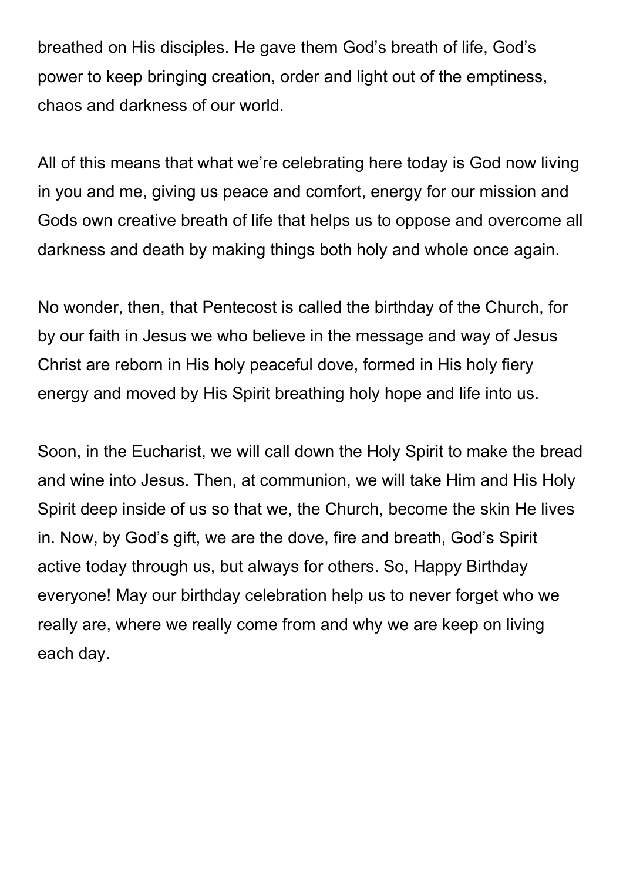breathed on His disciples. He gave them God's breath of life, God's power to keep bringing creation, order and light out of the emptiness, chaos and darkness of our world.

All of this means that what we're celebrating here today is God now living in you and me, giving us peace and comfort, energy for our mission and Gods own creative breath of life that helps us to oppose and overcome all darkness and death by making things both holy and whole once again.

No wonder, then, that Pentecost is called the birthday of the Church, for by our faith in Jesus we who believe in the message and way of Jesus Christ are reborn in His holy peaceful dove, formed in His holy fiery energy and moved by His Spirit breathing holy hope and life into us.

Soon, in the Eucharist, we will call down the Holy Spirit to make the bread and wine into Jesus. Then, at communion, we will take Him and His Holy Spirit deep inside of us so that we, the Church, become the skin He lives in. Now, by God's gift, we are the dove, fire and breath, God's Spirit active today through us, but always for others. So, Happy Birthday everyone! May our birthday celebration help us to never forget who we really are, where we really come from and why we are keep on living each day.